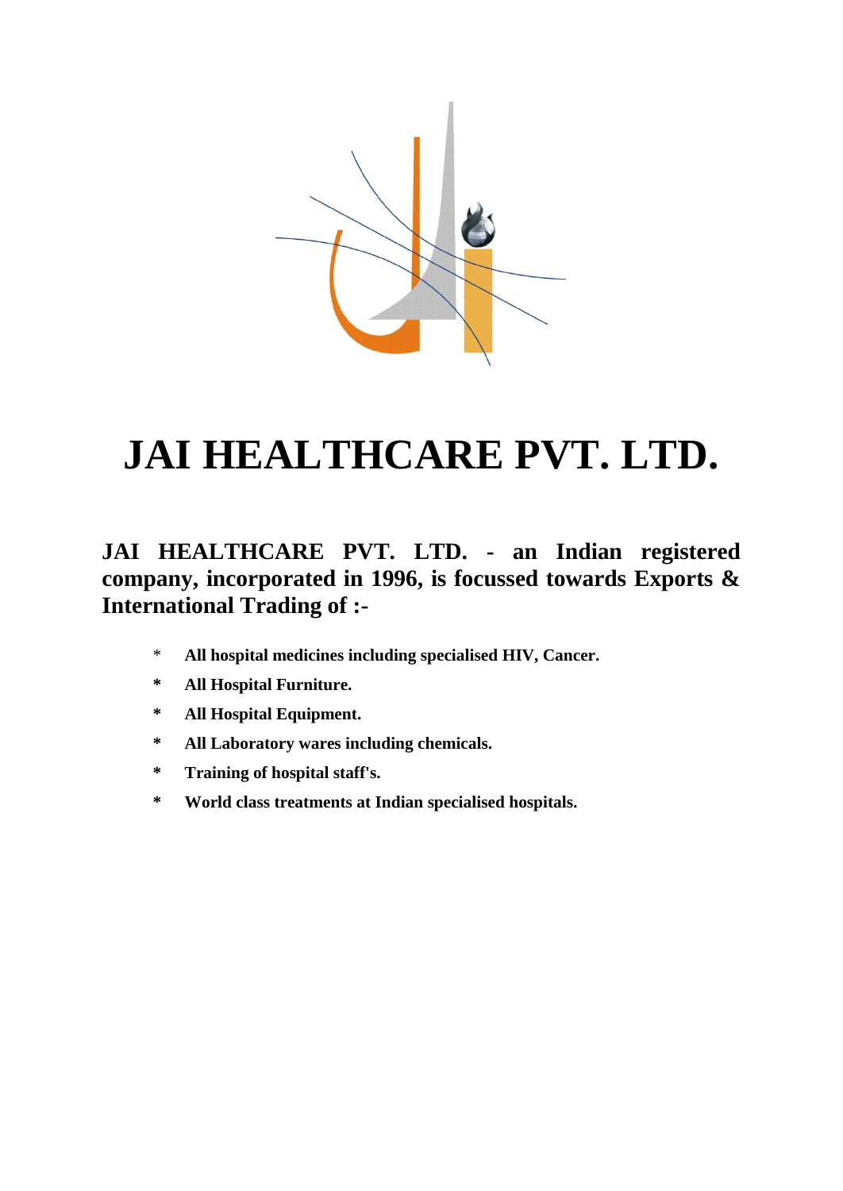# JAI HEALTHCARE PVT. LTD.

**JAI HEALTHCARE PVT. LTD. - an Indian registered company, incorporated in 1996, is focussed towards Exports & International Trading of :-**

- **All hospital medicines including specialised HIV, Cancer.**
- **All Hospital Furniture.**
- **All Hospital Equipment.**
- **All Laboratory wares including chemicals.**
- **Training of hospital staff's.**
- **World class treatments at Indian specialised hospitals.**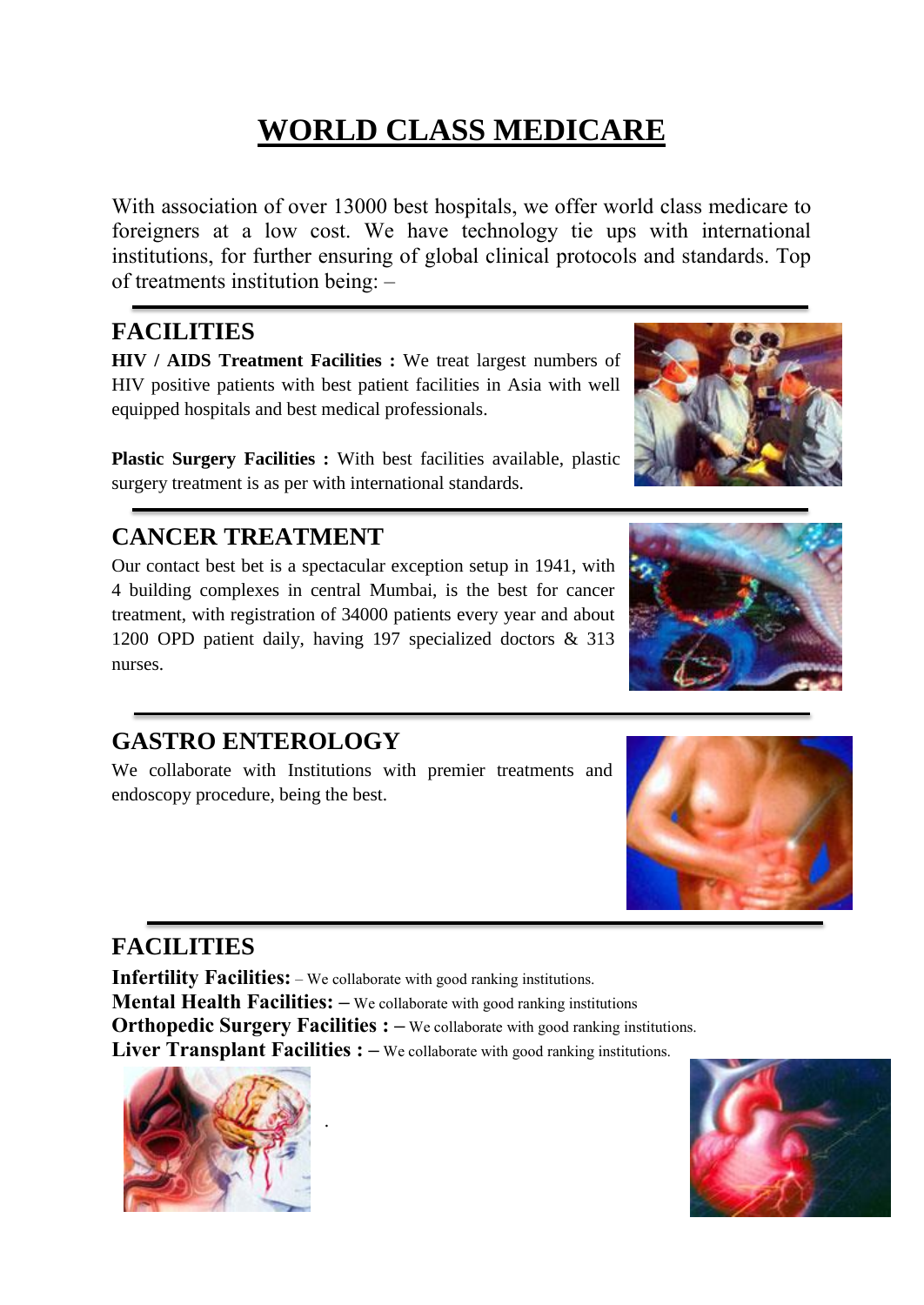# WORLD CLASS MEDICARE

With association of over 13000 best hospitals, we offer world class medicare to foreigners at a low cost. We have technology tie ups with international institutions, for further ensuring of global clinical protocols and standards. Top of treatments institution being: –

## FACILITIES

**HIV / AIDS Treatment Facilities :** We treat largest numbers of HIV positive patients with best patient facilities in Asia with well equipped hospitals and best medical professionals.

**Plastic Surgery Facilities :** With best facilities available, plastic surgery treatment is as per with international standards.

## CANCER TREATMENT

Our contact best bet is a spectacular exception setup in 1941, with 4 building complexes in central Mumbai, is the best for cancer treatment, with registration of 34000 patients every year and about 1200 OPD patient daily, having 197 specialized doctors & 313 nurses.

## GASTRO ENTEROLOGY

We collaborate with Institutions with premier treatments and endoscopy procedure, being the best.

## FACILITIES

**Infertility Facilities:** – We collaborate with good ranking institutions.
**Mental Health Facilities:** – We collaborate with good ranking institutions
**Orthopedic Surgery Facilities :** – We collaborate with good ranking institutions.
**Liver Transplant Facilities :** – We collaborate with good ranking institutions.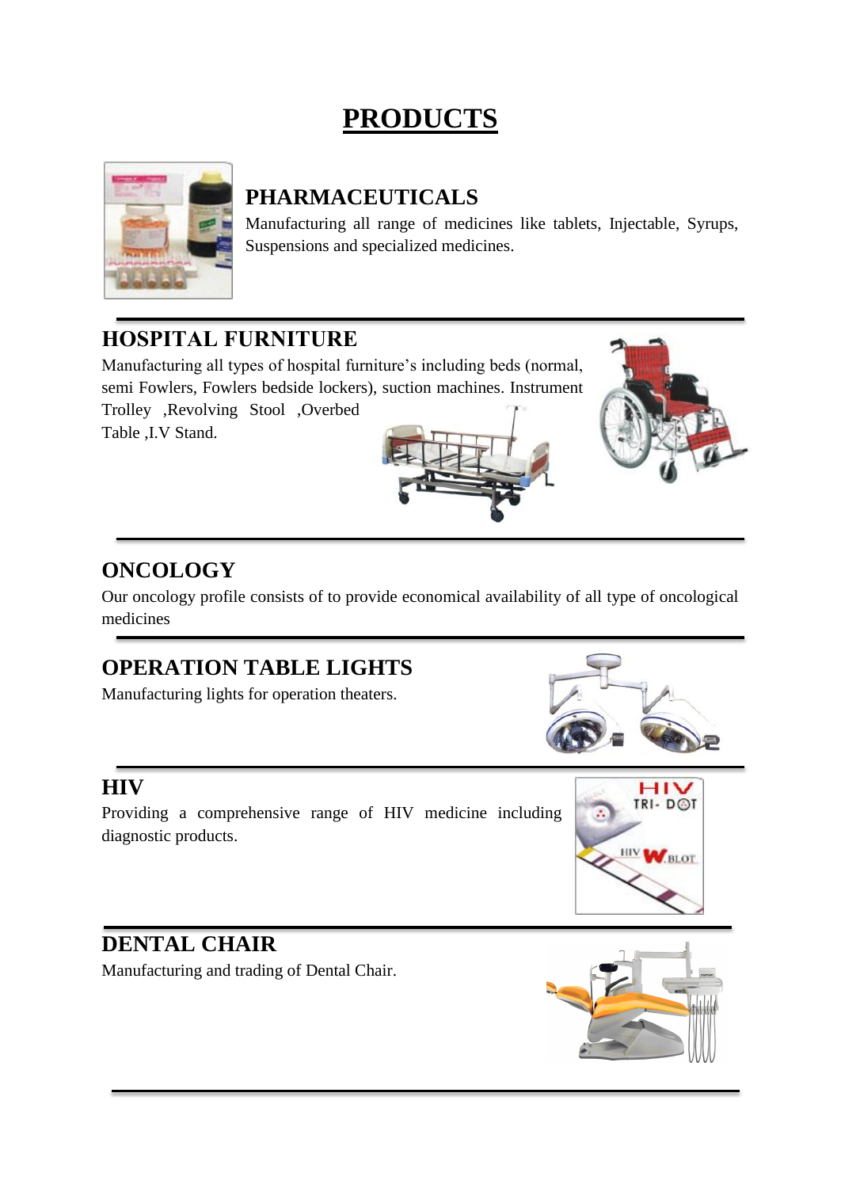# PRODUCTS

## PHARMACEUTICALS

Manufacturing all range of medicines like tablets, Injectable, Syrups, Suspensions and specialized medicines.

## HOSPITAL FURNITURE

Manufacturing all types of hospital furniture's including beds (normal, semi Fowlers, Fowlers bedside lockers), suction machines. Instrument Trolley ,Revolving Stool ,Overbed Table ,I.V Stand.

## ONCOLOGY

Our oncology profile consists of to provide economical availability of all type of oncological medicines

## OPERATION TABLE LIGHTS

Manufacturing lights for operation theaters.

## HIV

Providing a comprehensive range of HIV medicine including diagnostic products.

## DENTAL CHAIR

Manufacturing and trading of Dental Chair.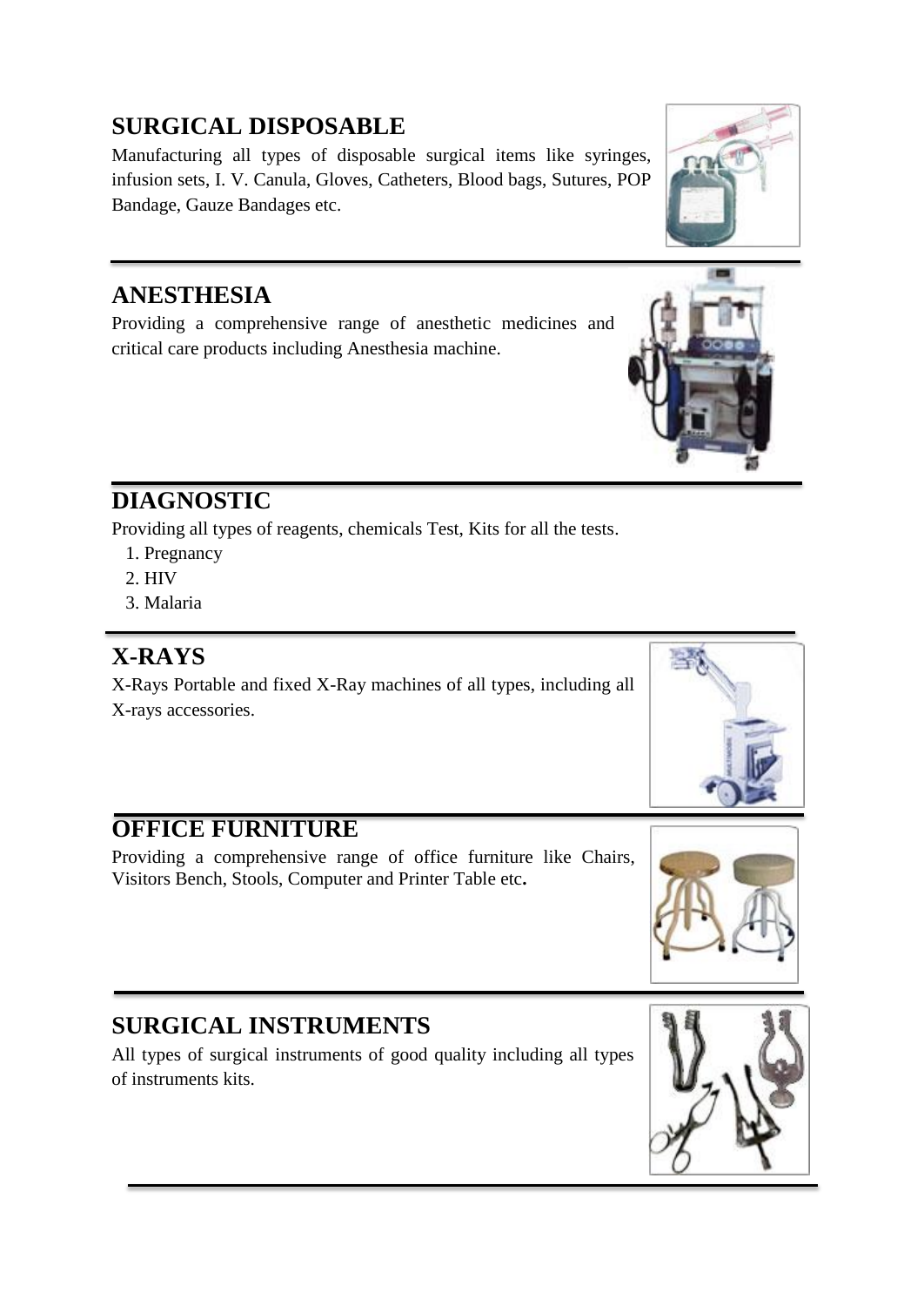## SURGICAL DISPOSABLE

Manufacturing all types of disposable surgical items like syringes, infusion sets, I. V. Canula, Gloves, Catheters, Blood bags, Sutures, POP Bandage, Gauze Bandages etc.

## ANESTHESIA

Providing a comprehensive range of anesthetic medicines and critical care products including Anesthesia machine.

## DIAGNOSTIC

Providing all types of reagents, chemicals Test, Kits for all the tests.

1. Pregnancy
2. HIV
3. Malaria

## X-RAYS

X-Rays Portable and fixed X-Ray machines of all types, including all X-rays accessories.

## OFFICE FURNITURE

Providing a comprehensive range of office furniture like Chairs, Visitors Bench, Stools, Computer and Printer Table etc**.**

## SURGICAL INSTRUMENTS

All types of surgical instruments of good quality including all types of instruments kits.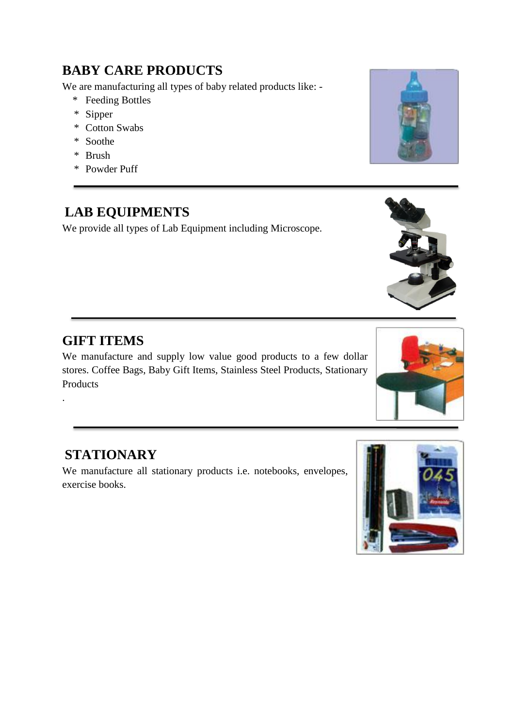## BABY CARE PRODUCTS

We are manufacturing all types of baby related products like: -

* Feeding Bottles
* Sipper
* Cotton Swabs
* Soothe
* Brush
* Powder Puff

---

## LAB EQUIPMENTS

We provide all types of Lab Equipment including Microscope.

---

## GIFT ITEMS

We manufacture and supply low value good products to a few dollar stores. Coffee Bags, Baby Gift Items, Stainless Steel Products, Stationary Products

.

---

## STATIONARY

We manufacture all stationary products i.e. notebooks, envelopes, exercise books.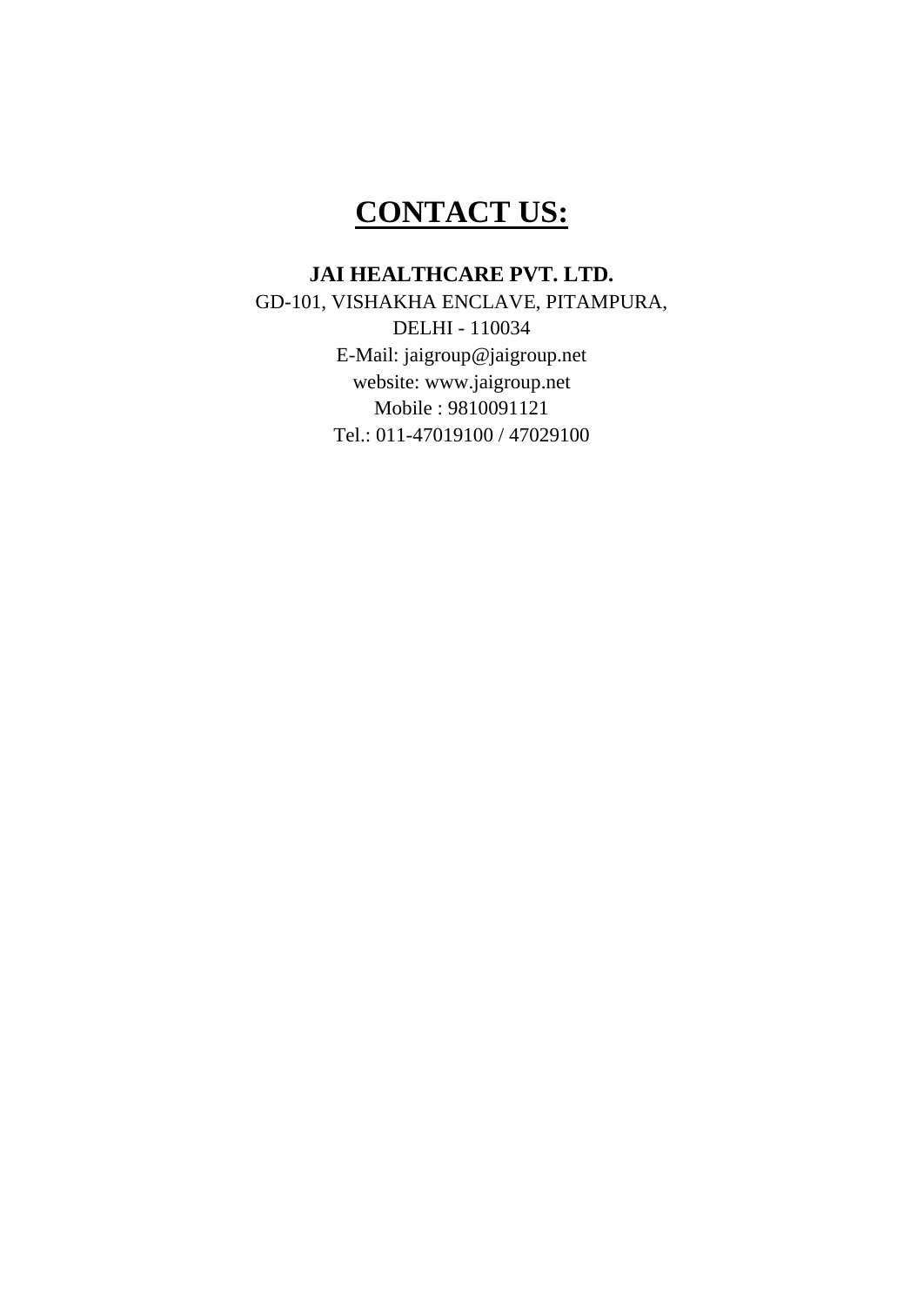# CONTACT US:

**JAI HEALTHCARE PVT. LTD.**

GD-101, VISHAKHA ENCLAVE, PITAMPURA,
DELHI - 110034
E-Mail: jaigroup@jaigroup.net
website: www.jaigroup.net
Mobile : 9810091121
Tel.: 011-47019100 / 47029100